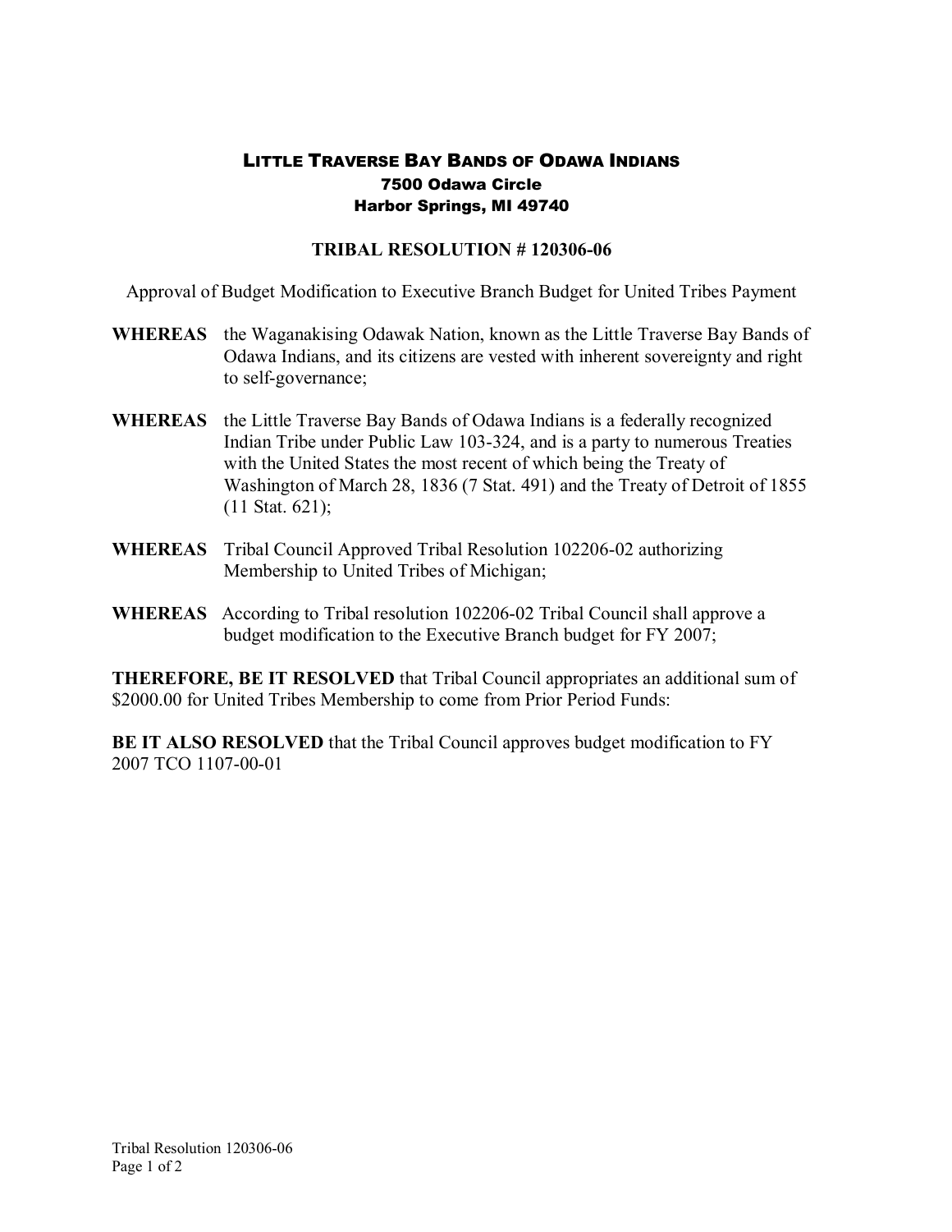# LITTLE TRAVERSE BAY BANDS OF ODAWA INDIANS

**7500 Odawa Circle**
**Harbor Springs, MI 49740**

## TRIBAL RESOLUTION # 120306-06

Approval of Budget Modification to Executive Branch Budget for United Tribes Payment

**WHEREAS** the Waganakising Odawak Nation, known as the Little Traverse Bay Bands of Odawa Indians, and its citizens are vested with inherent sovereignty and right to self-governance;

**WHEREAS** the Little Traverse Bay Bands of Odawa Indians is a federally recognized Indian Tribe under Public Law 103-324, and is a party to numerous Treaties with the United States the most recent of which being the Treaty of Washington of March 28, 1836 (7 Stat. 491) and the Treaty of Detroit of 1855 (11 Stat. 621);

**WHEREAS** Tribal Council Approved Tribal Resolution 102206-02 authorizing Membership to United Tribes of Michigan;

**WHEREAS** According to Tribal resolution 102206-02 Tribal Council shall approve a budget modification to the Executive Branch budget for FY 2007;

**THEREFORE, BE IT RESOLVED** that Tribal Council appropriates an additional sum of $2000.00 for United Tribes Membership to come from Prior Period Funds:

**BE IT ALSO RESOLVED** that the Tribal Council approves budget modification to FY 2007 TCO 1107-00-01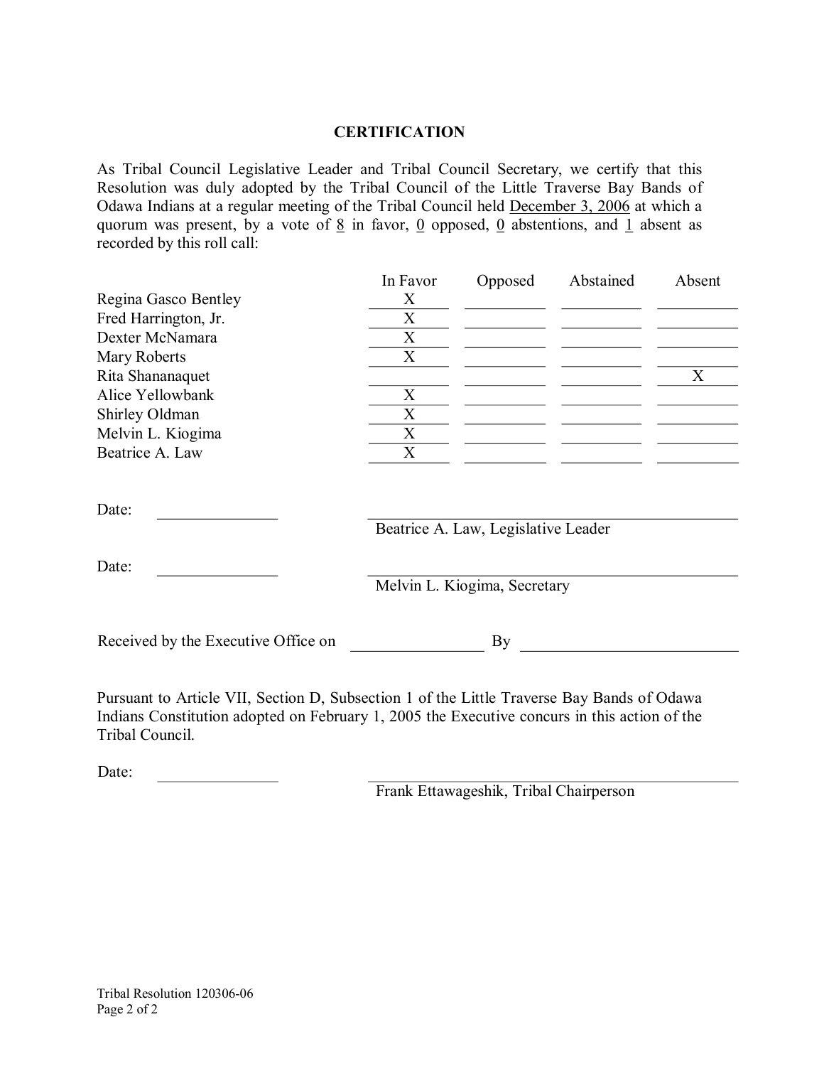## CERTIFICATION

As Tribal Council Legislative Leader and Tribal Council Secretary, we certify that this Resolution was duly adopted by the Tribal Council of the Little Traverse Bay Bands of Odawa Indians at a regular meeting of the Tribal Council held December 3, 2006 at which a quorum was present, by a vote of 8 in favor, 0 opposed, 0 abstentions, and 1 absent as recorded by this roll call:

| | In Favor | Opposed | Abstained | Absent |
|---|---|---|---|---|
| Regina Gasco Bentley | X | | | |
| Fred Harrington, Jr. | X | | | |
| Dexter McNamara | X | | | |
| Mary Roberts | X | | | |
| Rita Shananaquet | | | | X |
| Alice Yellowbank | X | | | |
| Shirley Oldman | X | | | |
| Melvin L. Kiogima | X | | | |
| Beatrice A. Law | X | | | |

Date: ______________ ______________________________
Beatrice A. Law, Legislative Leader

Date: ______________ ______________________________
Melvin L. Kiogima, Secretary

Received by the Executive Office on ______________ By ______________________

Pursuant to Article VII, Section D, Subsection 1 of the Little Traverse Bay Bands of Odawa Indians Constitution adopted on February 1, 2005 the Executive concurs in this action of the Tribal Council.

Date: ______________ ______________________________
Frank Ettawageshik, Tribal Chairperson

Tribal Resolution 120306-06